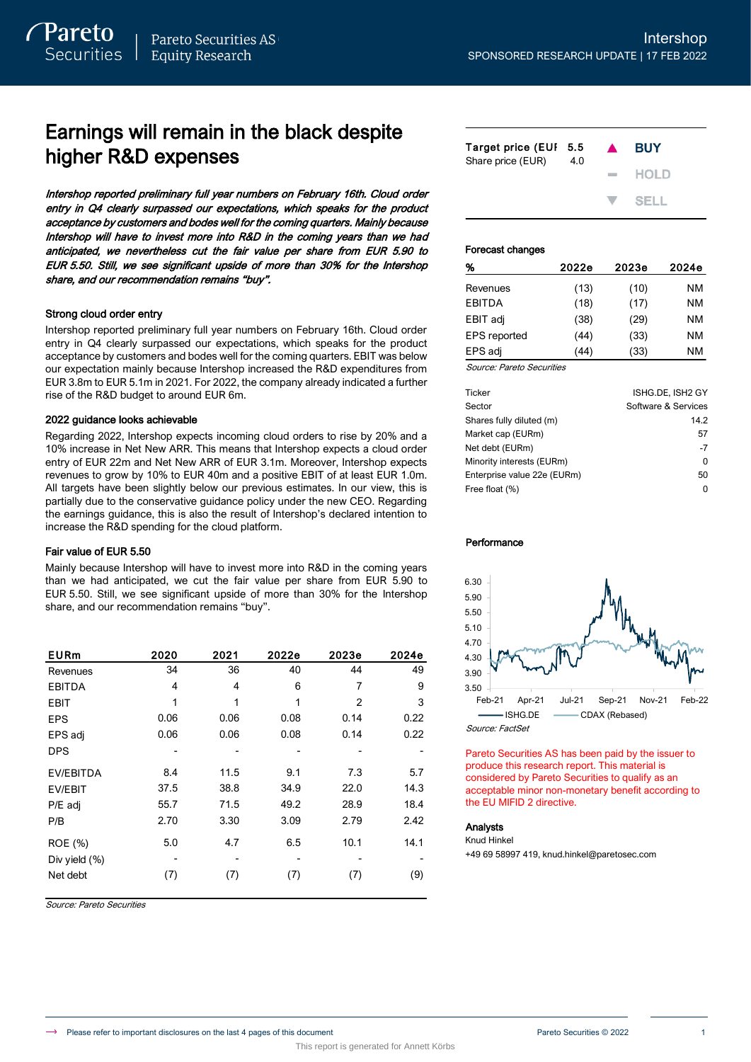Intershop

SPONSORED RESEARCH UPDATE | 17 FEB 2022

# Earnings will remain in the black despite higher R&D expenses

*Intershop reported preliminary full year numbers on February 16th. Cloud order entry in Q4 clearly surpassed our expectations, which speaks for the product acceptance by customers and bodes well for the coming quarters. Mainly because Intershop will have to invest more into R&D in the coming years than we had anticipated, we nevertheless cut the fair value per share from EUR 5.90 to EUR 5.50. Still, we see significant upside of more than 30% for the Intershop share, and our recommendation remains "buy".*

### Strong cloud order entry

Intershop reported preliminary full year numbers on February 16th. Cloud order entry in Q4 clearly surpassed our expectations, which speaks for the product acceptance by customers and bodes well for the coming quarters. EBIT was below our expectation mainly because Intershop increased the R&D expenditures from EUR 3.8m to EUR 5.1m in 2021. For 2022, the company already indicated a further rise of the R&D budget to around EUR 6m.

### 2022 guidance looks achievable

Regarding 2022, Intershop expects incoming cloud orders to rise by 20% and a 10% increase in Net New ARR. This means that Intershop expects a cloud order entry of EUR 22m and Net New ARR of EUR 3.1m. Moreover, Intershop expects revenues to grow by 10% to EUR 40m and a positive EBIT of at least EUR 1.0m. All targets have been slightly below our previous estimates. In our view, this is partially due to the conservative guidance policy under the new CEO. Regarding the earnings guidance, this is also the result of Intershop's declared intention to increase the R&D spending for the cloud platform.

### Fair value of EUR 5.50

Mainly because Intershop will have to invest more into R&D in the coming years than we had anticipated, we cut the fair value per share from EUR 5.90 to EUR 5.50. Still, we see significant upside of more than 30% for the Intershop share, and our recommendation remains "buy".

| EURm | 2020 | 2021 | 2022e | 2023e | 2024e |
|---|---|---|---|---|---|
| Revenues | 34 | 36 | 40 | 44 | 49 |
| EBITDA | 4 | 4 | 6 | 7 | 9 |
| EBIT | 1 | 1 | 1 | 2 | 3 |
| EPS | 0.06 | 0.06 | 0.08 | 0.14 | 0.22 |
| EPS adj | 0.06 | 0.06 | 0.08 | 0.14 | 0.22 |
| DPS | - | - | - | - | - |
| EV/EBITDA | 8.4 | 11.5 | 9.1 | 7.3 | 5.7 |
| EV/EBIT | 37.5 | 38.8 | 34.9 | 22.0 | 14.3 |
| P/E adj | 55.7 | 71.5 | 49.2 | 28.9 | 18.4 |
| P/B | 2.70 | 3.30 | 3.09 | 2.79 | 2.42 |
| ROE (%) | 5.0 | 4.7 | 6.5 | 10.1 | 14.1 |
| Div yield (%) | - | - | - | - | - |
| Net debt | (7) | (7) | (7) | (7) | (9) |

*Source: Pareto Securities*

| | | |
|---|---|---|
| Target price (EUR) | 5.5 | ▲ **BUY** |
| Share price (EUR) | 4.0 | HOLD |
| | | SELL |

### Forecast changes

| % | 2022e | 2023e | 2024e |
|---|---|---|---|
| Revenues | (13) | (10) | NM |
| EBITDA | (18) | (17) | NM |
| EBIT adj | (38) | (29) | NM |
| EPS reported | (44) | (33) | NM |
| EPS adj | (44) | (33) | NM |

*Source: Pareto Securities*

| | |
|---|---|
| Ticker | ISHG.DE, ISH2 GY |
| Sector | Software & Services |
| Shares fully diluted (m) | 14.2 |
| Market cap (EURm) | 57 |
| Net debt (EURm) | -7 |
| Minority interests (EURm) | 0 |
| Enterprise value 22e (EURm) | 50 |
| Free float (%) | 0 |

### Performance

ISHG.DE — CDAX (Rebased)

*Source: FactSet*

Pareto Securities AS has been paid by the issuer to produce this research report. This material is considered by Pareto Securities to qualify as an acceptable minor non-monetary benefit according to the EU MIFID 2 directive.

**Analysts**

Knud Hinkel

+49 69 58997 419, knud.hinkel@paretosec.com

Please refer to important disclosures on the last 4 pages of this document

This report is generated for Annett Körbs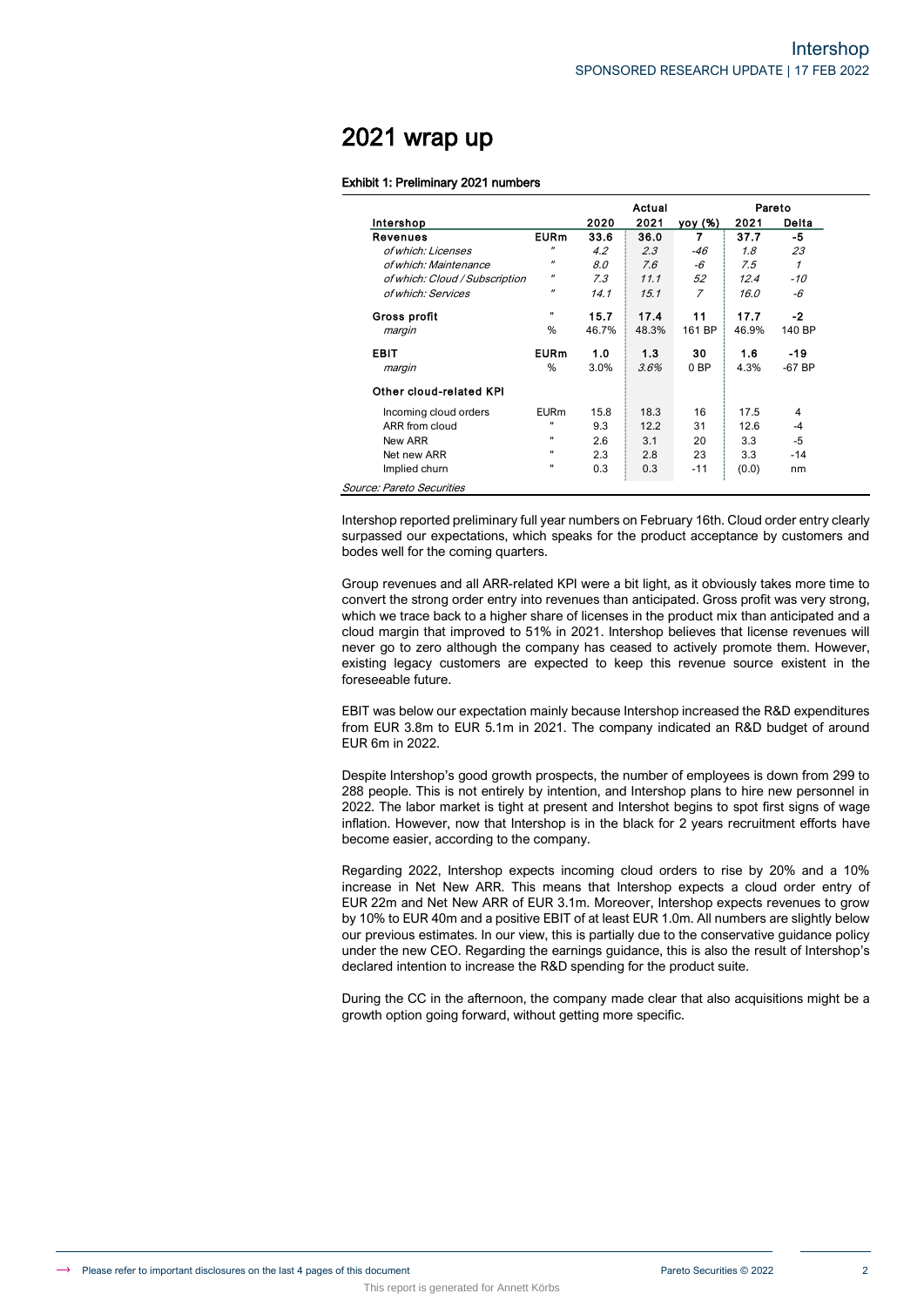# 2021 wrap up

**Exhibit 1: Preliminary 2021 numbers**

| Intershop | | Actual | | | Pareto | |
|---|---|---|---|---|---|---|
| | | 2020 | 2021 | yoy (%) | 2021 | Delta |
| **Revenues** | **EURm** | **33.6** | **36.0** | **7** | **37.7** | **-5** |
| *of which: Licenses* | " | *4.2* | *2.3* | *-46* | *1.8* | *23* |
| *of which: Maintenance* | " | *8.0* | *7.6* | *-6* | *7.5* | *1* |
| *of which: Cloud / Subscription* | " | *7.3* | *11.1* | *52* | *12.4* | *-10* |
| *of which: Services* | " | *14.1* | *15.1* | *7* | *16.0* | *-6* |
| **Gross profit** | " | **15.7** | **17.4** | **11** | **17.7** | **-2** |
| *margin* | % | 46.7% | 48.3% | 161 BP | 46.9% | 140 BP |
| **EBIT** | **EURm** | **1.0** | **1.3** | **30** | **1.6** | **-19** |
| *margin* | % | 3.0% | *3.6%* | 0 BP | 4.3% | -67 BP |
| **Other cloud-related KPI** | | | | | | |
| Incoming cloud orders | EURm | 15.8 | 18.3 | 16 | 17.5 | 4 |
| ARR from cloud | " | 9.3 | 12.2 | 31 | 12.6 | -4 |
| New ARR | " | 2.6 | 3.1 | 20 | 3.3 | -5 |
| Net new ARR | " | 2.3 | 2.8 | 23 | 3.3 | -14 |
| Implied churn | " | 0.3 | 0.3 | -11 | (0.0) | nm |

*Source: Pareto Securities*

Intershop reported preliminary full year numbers on February 16th. Cloud order entry clearly surpassed our expectations, which speaks for the product acceptance by customers and bodes well for the coming quarters.

Group revenues and all ARR-related KPI were a bit light, as it obviously takes more time to convert the strong order entry into revenues than anticipated. Gross profit was very strong, which we trace back to a higher share of licenses in the product mix than anticipated and a cloud margin that improved to 51% in 2021. Intershop believes that license revenues will never go to zero although the company has ceased to actively promote them. However, existing legacy customers are expected to keep this revenue source existent in the foreseeable future.

EBIT was below our expectation mainly because Intershop increased the R&D expenditures from EUR 3.8m to EUR 5.1m in 2021. The company indicated an R&D budget of around EUR 6m in 2022.

Despite Intershop's good growth prospects, the number of employees is down from 299 to 288 people. This is not entirely by intention, and Intershop plans to hire new personnel in 2022. The labor market is tight at present and Intershot begins to spot first signs of wage inflation. However, now that Intershop is in the black for 2 years recruitment efforts have become easier, according to the company.

Regarding 2022, Intershop expects incoming cloud orders to rise by 20% and a 10% increase in Net New ARR. This means that Intershop expects a cloud order entry of EUR 22m and Net New ARR of EUR 3.1m. Moreover, Intershop expects revenues to grow by 10% to EUR 40m and a positive EBIT of at least EUR 1.0m. All numbers are slightly below our previous estimates. In our view, this is partially due to the conservative guidance policy under the new CEO. Regarding the earnings guidance, this is also the result of Intershop's declared intention to increase the R&D spending for the product suite.

During the CC in the afternoon, the company made clear that also acquisitions might be a growth option going forward, without getting more specific.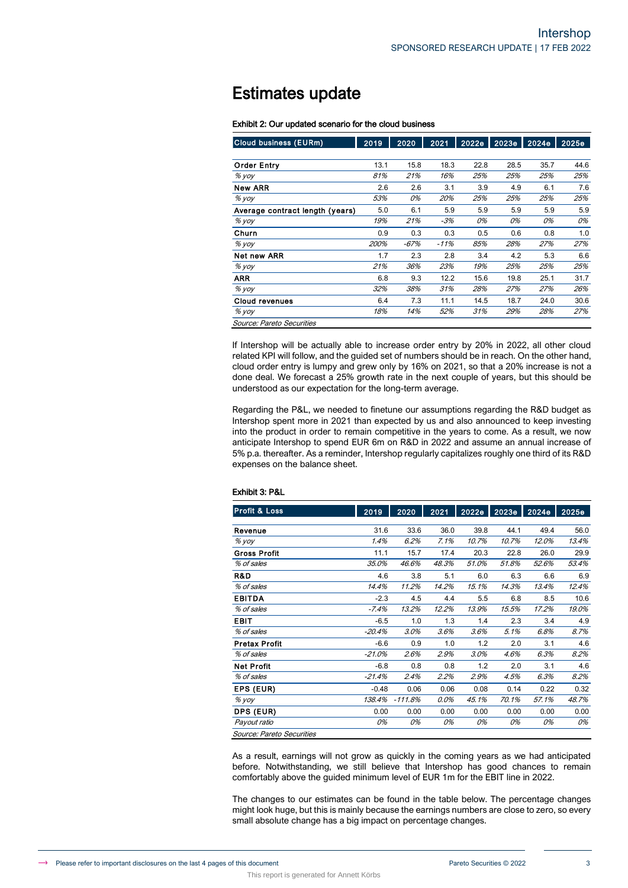# Estimates update

**Exhibit 2: Our updated scenario for the cloud business**

| Cloud business (EURm) | 2019 | 2020 | 2021 | 2022e | 2023e | 2024e | 2025e |
|---|---|---|---|---|---|---|---|
| **Order Entry** | 13.1 | 15.8 | 18.3 | 22.8 | 28.5 | 35.7 | 44.6 |
| *% yoy* | *81%* | *21%* | *16%* | *25%* | *25%* | *25%* | *25%* |
| **New ARR** | 2.6 | 2.6 | 3.1 | 3.9 | 4.9 | 6.1 | 7.6 |
| *% yoy* | *53%* | *0%* | *20%* | *25%* | *25%* | *25%* | *25%* |
| **Average contract length (years)** | 5.0 | 6.1 | 5.9 | 5.9 | 5.9 | 5.9 | 5.9 |
| *% yoy* | *19%* | *21%* | *-3%* | *0%* | *0%* | *0%* | *0%* |
| **Churn** | 0.9 | 0.3 | 0.3 | 0.5 | 0.6 | 0.8 | 1.0 |
| *% yoy* | *200%* | *-67%* | *-11%* | *85%* | *28%* | *27%* | *27%* |
| **Net new ARR** | 1.7 | 2.3 | 2.8 | 3.4 | 4.2 | 5.3 | 6.6 |
| *% yoy* | *21%* | *36%* | *23%* | *19%* | *25%* | *25%* | *25%* |
| **ARR** | 6.8 | 9.3 | 12.2 | 15.6 | 19.8 | 25.1 | 31.7 |
| *% yoy* | *32%* | *38%* | *31%* | *28%* | *27%* | *27%* | *26%* |
| **Cloud revenues** | 6.4 | 7.3 | 11.1 | 14.5 | 18.7 | 24.0 | 30.6 |
| *% yoy* | *18%* | *14%* | *52%* | *31%* | *29%* | *28%* | *27%* |

*Source: Pareto Securities*

If Intershop will be actually able to increase order entry by 20% in 2022, all other cloud related KPI will follow, and the guided set of numbers should be in reach. On the other hand, cloud order entry is lumpy and grew only by 16% on 2021, so that a 20% increase is not a done deal. We forecast a 25% growth rate in the next couple of years, but this should be understood as our expectation for the long-term average.

Regarding the P&L, we needed to finetune our assumptions regarding the R&D budget as Intershop spent more in 2021 than expected by us and also announced to keep investing into the product in order to remain competitive in the years to come. As a result, we now anticipate Intershop to spend EUR 6m on R&D in 2022 and assume an annual increase of 5% p.a. thereafter. As a reminder, Intershop regularly capitalizes roughly one third of its R&D expenses on the balance sheet.

**Exhibit 3: P&L**

| Profit & Loss | 2019 | 2020 | 2021 | 2022e | 2023e | 2024e | 2025e |
|---|---|---|---|---|---|---|---|
| **Revenue** | 31.6 | 33.6 | 36.0 | 39.8 | 44.1 | 49.4 | 56.0 |
| *% yoy* | *1.4%* | *6.2%* | *7.1%* | *10.7%* | *10.7%* | *12.0%* | *13.4%* |
| **Gross Profit** | 11.1 | 15.7 | 17.4 | 20.3 | 22.8 | 26.0 | 29.9 |
| *% of sales* | *35.0%* | *46.6%* | *48.3%* | *51.0%* | *51.8%* | *52.6%* | *53.4%* |
| **R&D** | 4.6 | 3.8 | 5.1 | 6.0 | 6.3 | 6.6 | 6.9 |
| *% of sales* | *14.4%* | *11.2%* | *14.2%* | *15.1%* | *14.3%* | *13.4%* | *12.4%* |
| **EBITDA** | -2.3 | 4.5 | 4.4 | 5.5 | 6.8 | 8.5 | 10.6 |
| *% of sales* | *-7.4%* | *13.2%* | *12.2%* | *13.9%* | *15.5%* | *17.2%* | *19.0%* |
| **EBIT** | -6.5 | 1.0 | 1.3 | 1.4 | 2.3 | 3.4 | 4.9 |
| *% of sales* | *-20.4%* | *3.0%* | *3.6%* | *3.6%* | *5.1%* | *6.8%* | *8.7%* |
| **Pretax Profit** | -6.6 | 0.9 | 1.0 | 1.2 | 2.0 | 3.1 | 4.6 |
| *% of sales* | *-21.0%* | *2.6%* | *2.9%* | *3.0%* | *4.6%* | *6.3%* | *8.2%* |
| **Net Profit** | -6.8 | 0.8 | 0.8 | 1.2 | 2.0 | 3.1 | 4.6 |
| *% of sales* | *-21.4%* | *2.4%* | *2.2%* | *2.9%* | *4.5%* | *6.3%* | *8.2%* |
| **EPS (EUR)** | -0.48 | 0.06 | 0.06 | 0.08 | 0.14 | 0.22 | 0.32 |
| *% yoy* | *138.4%* | *-111.8%* | *0.0%* | *45.1%* | *70.1%* | *57.1%* | *48.7%* |
| **DPS (EUR)** | 0.00 | 0.00 | 0.00 | 0.00 | 0.00 | 0.00 | 0.00 |
| *Payout ratio* | *0%* | *0%* | *0%* | *0%* | *0%* | *0%* | *0%* |

*Source: Pareto Securities*

As a result, earnings will not grow as quickly in the coming years as we had anticipated before. Notwithstanding, we still believe that Intershop has good chances to remain comfortably above the guided minimum level of EUR 1m for the EBIT line in 2022.

The changes to our estimates can be found in the table below. The percentage changes might look huge, but this is mainly because the earnings numbers are close to zero, so every small absolute change has a big impact on percentage changes.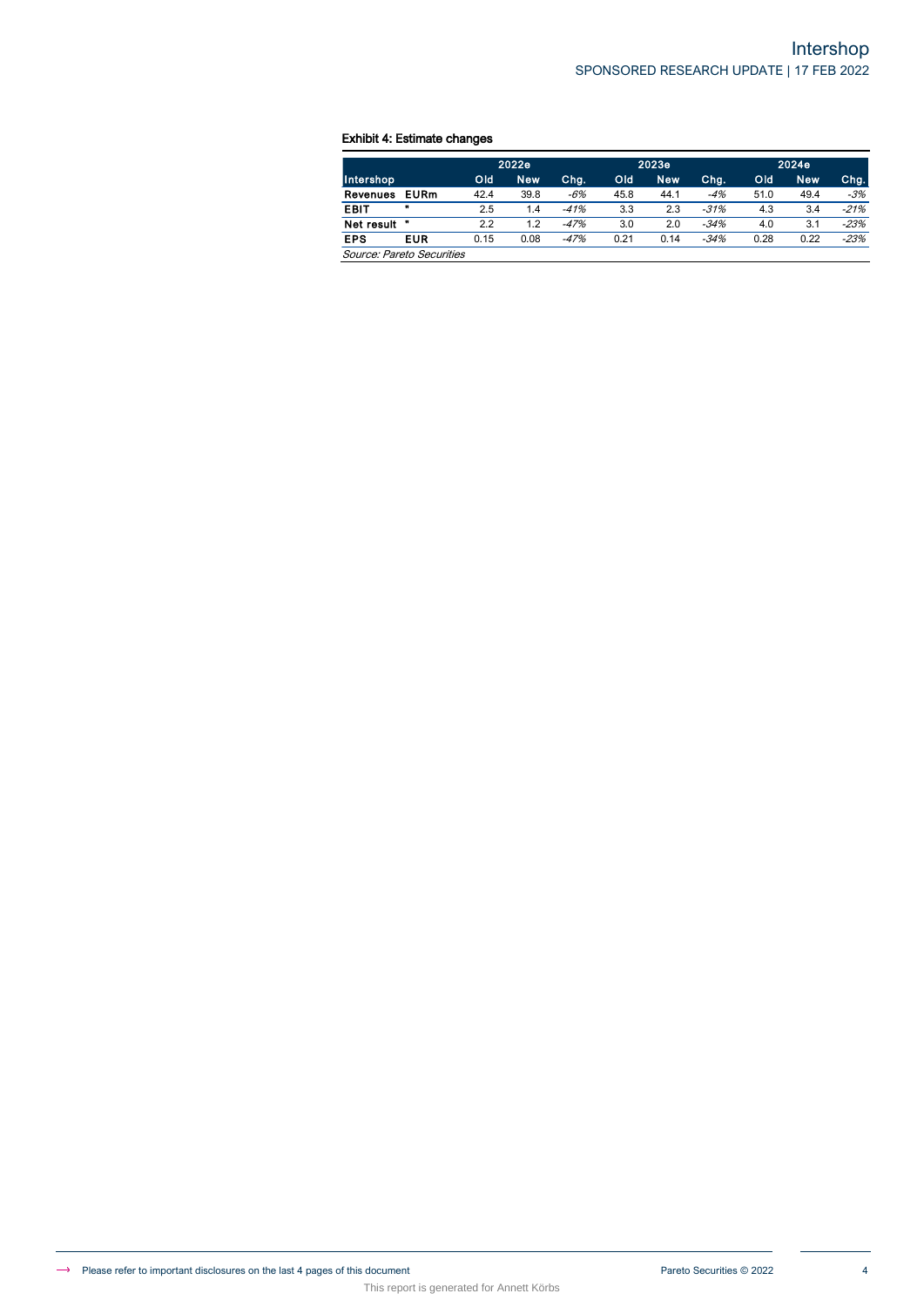Exhibit 4: Estimate changes

| | | 2022e | | | 2023e | | | 2024e | | |
|---|---|---|---|---|---|---|---|---|---|---|
| Intershop | | Old | New | Chg. | Old | New | Chg. | Old | New | Chg. |
| **Revenues** | **EURm** | 42.4 | 39.8 | *-6%* | 45.8 | 44.1 | *-4%* | 51.0 | 49.4 | *-3%* |
| **EBIT** | " | 2.5 | 1.4 | *-41%* | 3.3 | 2.3 | *-31%* | 4.3 | 3.4 | *-21%* |
| **Net result** | " | 2.2 | 1.2 | *-47%* | 3.0 | 2.0 | *-34%* | 4.0 | 3.1 | *-23%* |
| **EPS** | **EUR** | 0.15 | 0.08 | *-47%* | 0.21 | 0.14 | *-34%* | 0.28 | 0.22 | *-23%* |

*Source: Pareto Securities*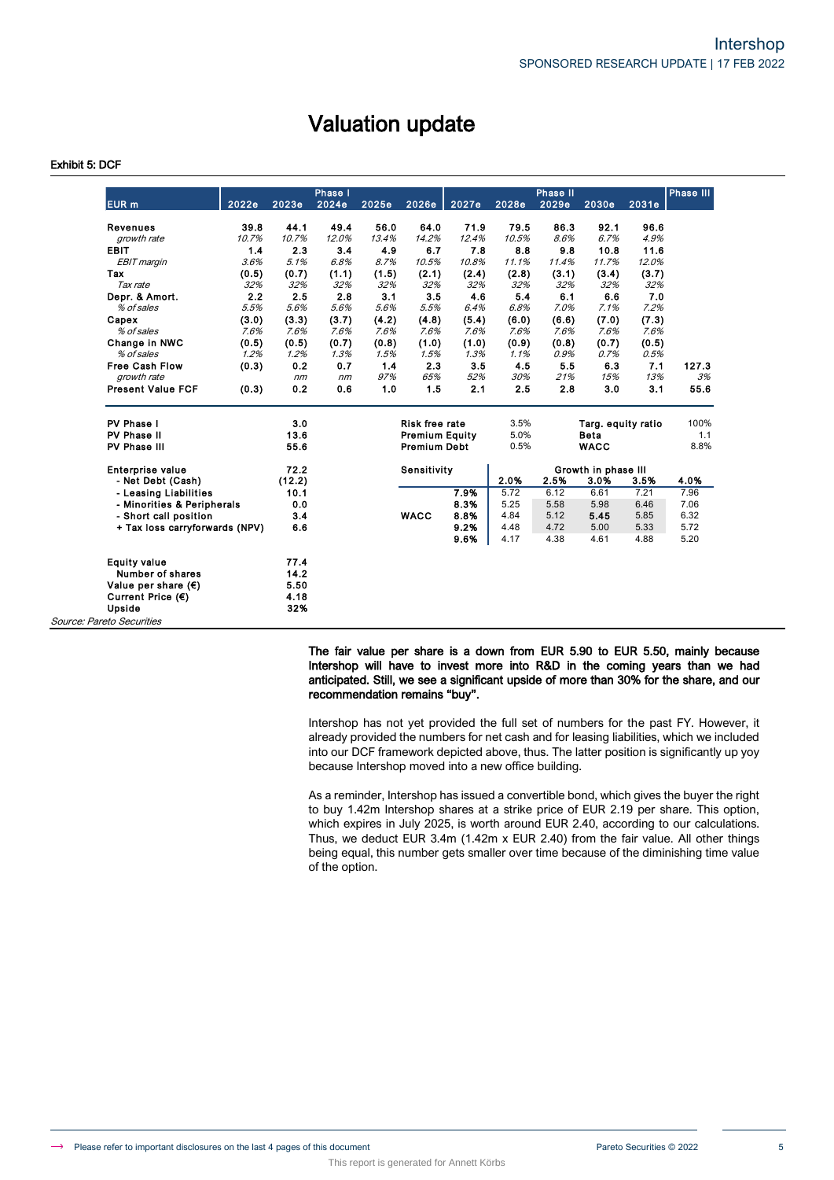# Valuation update

**Exhibit 5: DCF**

| EUR m | 2022e | 2023e | Phase I 2024e | 2025e | 2026e | 2027e | 2028e | Phase II 2029e | 2030e | 2031e | Phase III |
|---|---|---|---|---|---|---|---|---|---|---|---|
| **Revenues** | 39.8 | 44.1 | 49.4 | 56.0 | 64.0 | 71.9 | 79.5 | 86.3 | 92.1 | 96.6 | |
| *growth rate* | *10.7%* | *10.7%* | *12.0%* | *13.4%* | *14.2%* | *12.4%* | *10.5%* | *8.6%* | *6.7%* | *4.9%* | |
| **EBIT** | 1.4 | 2.3 | 3.4 | 4.9 | 6.7 | 7.8 | 8.8 | 9.8 | 10.8 | 11.6 | |
| *EBIT margin* | *3.6%* | *5.1%* | *6.8%* | *8.7%* | *10.5%* | *10.8%* | *11.1%* | *11.4%* | *11.7%* | *12.0%* | |
| **Tax** | (0.5) | (0.7) | (1.1) | (1.5) | (2.1) | (2.4) | (2.8) | (3.1) | (3.4) | (3.7) | |
| *Tax rate* | *32%* | *32%* | *32%* | *32%* | *32%* | *32%* | *32%* | *32%* | *32%* | *32%* | |
| **Depr. & Amort.** | 2.2 | 2.5 | 2.8 | 3.1 | 3.5 | 4.6 | 5.4 | 6.1 | 6.6 | 7.0 | |
| *% of sales* | *5.5%* | *5.6%* | *5.6%* | *5.6%* | *5.5%* | *6.4%* | *6.8%* | *7.0%* | *7.1%* | *7.2%* | |
| **Capex** | (3.0) | (3.3) | (3.7) | (4.2) | (4.8) | (5.4) | (6.0) | (6.6) | (7.0) | (7.3) | |
| *% of sales* | *7.6%* | *7.6%* | *7.6%* | *7.6%* | *7.6%* | *7.6%* | *7.6%* | *7.6%* | *7.6%* | *7.6%* | |
| **Change in NWC** | (0.5) | (0.5) | (0.7) | (0.8) | (1.0) | (1.0) | (0.9) | (0.8) | (0.7) | (0.5) | |
| *% of sales* | *1.2%* | *1.2%* | *1.3%* | *1.5%* | *1.5%* | *1.3%* | *1.1%* | *0.9%* | *0.7%* | *0.5%* | |
| **Free Cash Flow** | (0.3) | 0.2 | 0.7 | 1.4 | 2.3 | 3.5 | 4.5 | 5.5 | 6.3 | 7.1 | 127.3 |
| *growth rate* | | *nm* | *nm* | *97%* | *65%* | *52%* | *30%* | *21%* | *15%* | *13%* | *3%* |
| **Present Value FCF** | (0.3) | 0.2 | 0.6 | 1.0 | 1.5 | 2.1 | 2.5 | 2.8 | 3.0 | 3.1 | 55.6 |

| | |
|---|---|
| PV Phase I | 3.0 |
| PV Phase II | 13.6 |
| PV Phase III | 55.6 |
| Enterprise value | 72.2 |
| - Net Debt (Cash) | (12.2) |
| - Leasing Liabilities | 10.1 |
| - Minorities & Peripherals | 0.0 |
| - Short call position | 3.4 |
| + Tax loss carryforwards (NPV) | 6.6 |
| Equity value | 77.4 |
| Number of shares | 14.2 |
| Value per share (€) | 5.50 |
| Current Price (€) | 4.18 |
| Upside | 32% |

| | |
|---|---|
| Risk free rate | 3.5% |
| Premium Equity | 5.0% |
| Premium Debt | 0.5% |
| Targ. equity ratio | 100% |
| Beta | 1.1 |
| WACC | 8.8% |

| Sensitivity | | Growth in phase III 2.0% | 2.5% | 3.0% | 3.5% | 4.0% |
|---|---|---|---|---|---|---|
| | 7.9% | 5.72 | 6.12 | 6.61 | 7.21 | 7.96 |
| | 8.3% | 5.25 | 5.58 | 5.98 | 6.46 | 7.06 |
| WACC | 8.8% | 4.84 | 5.12 | **5.45** | 5.85 | 6.32 |
| | 9.2% | 4.48 | 4.72 | 5.00 | 5.33 | 5.72 |
| | 9.6% | 4.17 | 4.38 | 4.61 | 4.88 | 5.20 |

*Source: Pareto Securities*

**The fair value per share is a down from EUR 5.90 to EUR 5.50, mainly because Intershop will have to invest more into R&D in the coming years than we had anticipated. Still, we see a significant upside of more than 30% for the share, and our recommendation remains "buy".**

Intershop has not yet provided the full set of numbers for the past FY. However, it already provided the numbers for net cash and for leasing liabilities, which we included into our DCF framework depicted above, thus. The latter position is significantly up yoy because Intershop moved into a new office building.

As a reminder, Intershop has issued a convertible bond, which gives the buyer the right to buy 1.42m Intershop shares at a strike price of EUR 2.19 per share. This option, which expires in July 2025, is worth around EUR 2.40, according to our calculations. Thus, we deduct EUR 3.4m (1.42m x EUR 2.40) from the fair value. All other things being equal, this number gets smaller over time because of the diminishing time value of the option.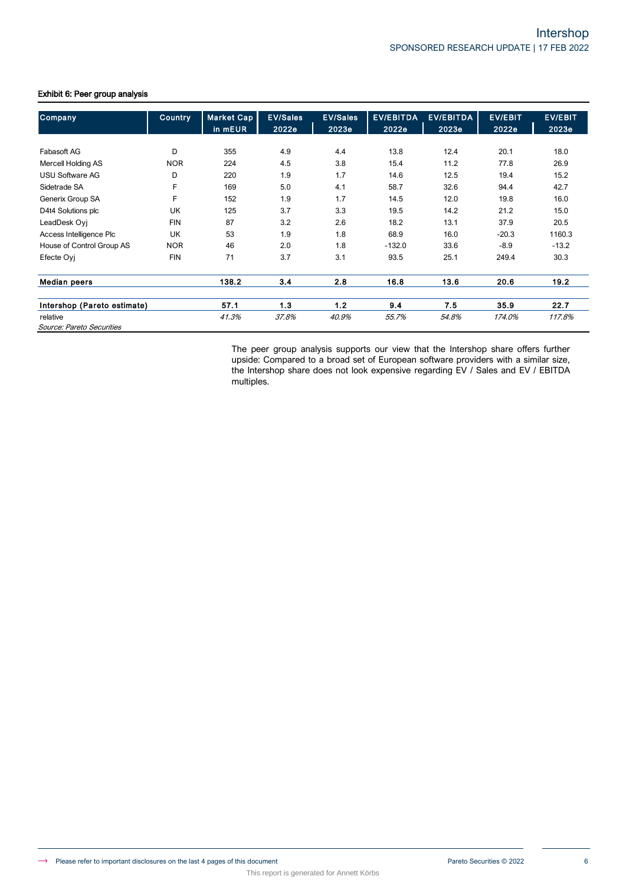#### Exhibit 6: Peer group analysis

| Company | Country | Market Cap in mEUR | EV/Sales 2022e | EV/Sales 2023e | EV/EBITDA 2022e | EV/EBITDA 2023e | EV/EBIT 2022e | EV/EBIT 2023e |
|---|---|---|---|---|---|---|---|---|
| Fabasoft AG | D | 355 | 4.9 | 4.4 | 13.8 | 12.4 | 20.1 | 18.0 |
| Mercell Holding AS | NOR | 224 | 4.5 | 3.8 | 15.4 | 11.2 | 77.8 | 26.9 |
| USU Software AG | D | 220 | 1.9 | 1.7 | 14.6 | 12.5 | 19.4 | 15.2 |
| Sidetrade SA | F | 169 | 5.0 | 4.1 | 58.7 | 32.6 | 94.4 | 42.7 |
| Generix Group SA | F | 152 | 1.9 | 1.7 | 14.5 | 12.0 | 19.8 | 16.0 |
| D4t4 Solutions plc | UK | 125 | 3.7 | 3.3 | 19.5 | 14.2 | 21.2 | 15.0 |
| LeadDesk Oyj | FIN | 87 | 3.2 | 2.6 | 18.2 | 13.1 | 37.9 | 20.5 |
| Access Intelligence Plc | UK | 53 | 1.9 | 1.8 | 68.9 | 16.0 | -20.3 | 1160.3 |
| House of Control Group AS | NOR | 46 | 2.0 | 1.8 | -132.0 | 33.6 | -8.9 | -13.2 |
| Efecte Oyj | FIN | 71 | 3.7 | 3.1 | 93.5 | 25.1 | 249.4 | 30.3 |
| **Median peers** | | **138.2** | **3.4** | **2.8** | **16.8** | **13.6** | **20.6** | **19.2** |
| **Intershop (Pareto estimate)** | | **57.1** | **1.3** | **1.2** | **9.4** | **7.5** | **35.9** | **22.7** |
| relative | | *41.3%* | *37.8%* | *40.9%* | *55.7%* | *54.8%* | *174.0%* | *117.8%* |

*Source: Pareto Securities*

The peer group analysis supports our view that the Intershop share offers further upside: Compared to a broad set of European software providers with a similar size, the Intershop share does not look expensive regarding EV / Sales and EV / EBITDA multiples.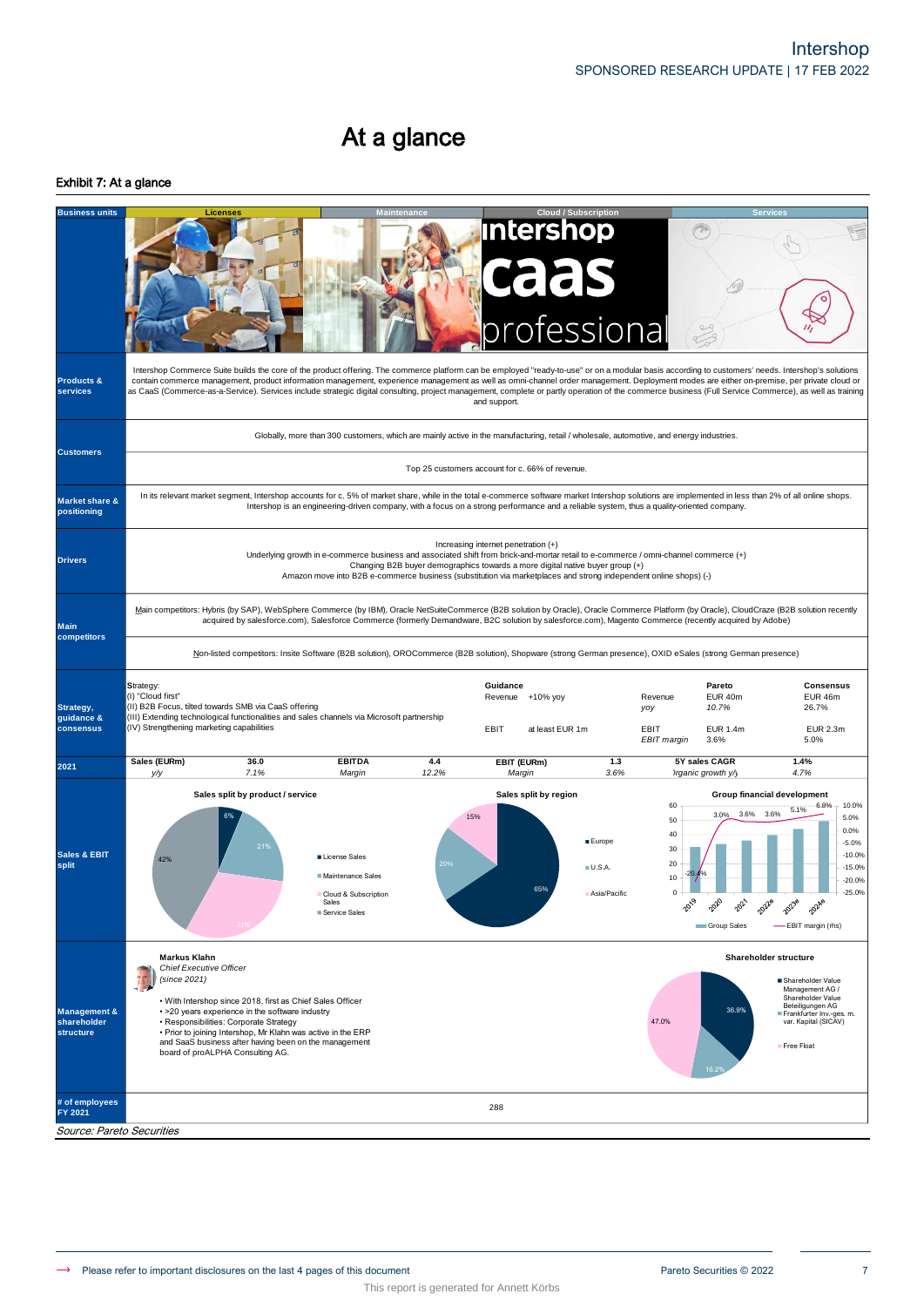# At a glance

**Exhibit 7: At a glance**

| | |
|---|---|
| **Business units** | Licenses / Maintenance / Cloud / Subscription / Services |
| **Products & services** | Intershop Commerce Suite builds the core of the product offering. The commerce platform can be employed "ready-to-use" or on a modular basis according to customers' needs. Intershop's solutions contain commerce management, product information management, experience management as well as omni-channel order management. Deployment modes are either on-premise, per private cloud or as CaaS (Commerce-as-a-Service). Services include strategic digital consulting, project management, complete or partly operation of the commerce business (Full Service Commerce), as well as training and support. |
| **Customers** | Globally, more than 300 customers, which are mainly active in the manufacturing, retail / wholesale, automotive, and energy industries. |
| | Top 25 customers account for c. 66% of revenue. |
| **Market share & positioning** | In its relevant market segment, Intershop accounts for c. 5% of market share, while in the total e-commerce software market Intershop solutions are implemented in less than 2% of all online shops. Intershop is an engineering-driven company, with a focus on a strong performance and a reliable system, thus a quality-oriented company. |
| **Drivers** | Increasing internet penetration (+)<br>Underlying growth in e-commerce business and associated shift from brick-and-mortar retail to e-commerce / omni-channel commerce (+)<br>Changing B2B buyer demographics towards a more digital native buyer group (+)<br>Amazon move into B2B e-commerce business (substitution via marketplaces and strong independent online shops) (-) |
| **Main competitors** | Main competitors: Hybris (by SAP), WebSphere Commerce (by IBM), Oracle NetSuiteCommerce (B2B solution by Oracle), Oracle Commerce Platform (by Oracle), CloudCraze (B2B solution recently acquired by salesforce.com), Salesforce Commerce (formerly Demandware, B2C solution by salesforce.com), Magento Commerce (recently acquired by Adobe) |
| | Non-listed competitors: Insite Software (B2B solution), OROCommerce (B2B solution), Shopware (strong German presence), OXID eSales (strong German presence) |

**Strategy, guidance & consensus**

Strategy:
(I) "Cloud first"
(II) B2B Focus, tilted towards SMB via CaaS offering
(III) Extending technological functionalities and sales channels via Microsoft partnership
(IV) Strengthening marketing capabilities

| Guidance | | | Pareto | Consensus |
|---|---|---|---|---|
| Revenue | +10% yoy | Revenue | EUR 40m | EUR 46m |
| | | *yoy* | *10.7%* | 26.7% |
| EBIT | at least EUR 1m | EBIT | EUR 1.4m | EUR 2.3m |
| | | *EBIT margin* | 3.6% | 5.0% |

**2021**

| Sales (EURm) | 36.0 | EBITDA | 4.4 | EBIT (EURm) | 1.3 | 5Y sales CAGR | 1.4% |
|---|---|---|---|---|---|---|---|
| *y/y* | *7.1%* | *Margin* | *12.2%* | *Margin* | *3.6%* | *Organic growth y/y* | *4.7%* |

**Sales & EBIT split**

Sales split by product / service: License Sales 6%, Maintenance Sales 21%, Cloud & Subscription Sales 31%, Service Sales 42%

Sales split by region: Europe 65%, U.S.A. 20%, Asia/Pacific 15%

Group financial development (Group Sales, 2019–2024e; EBIT margin (rhs)): 2019 -20.4%, 2020 3.0%, 2021 3.6%, 2022e 3.6%, 2023e 5.1%, 2024e 6.8%

**Management & shareholder structure**

**Markus Klahn**
*Chief Executive Officer*
*(since 2021)*

- With Intershop since 2018, first as Chief Sales Officer
- >20 years experience in the software industry
- Responsibilities: Corporate Strategy
- Prior to joining Intershop, Mr Klahn was active in the ERP and SaaS business after having been on the management board of proALPHA Consulting AG.

Shareholder structure: Shareholder Value Management AG / Shareholder Value Beteiligungen AG 36.9%; Frankfurter Inv.-ges. m. var. Kapital (SICAV) 16.2%; Free Float 47.0%

**# of employees FY 2021:** 288

*Source: Pareto Securities*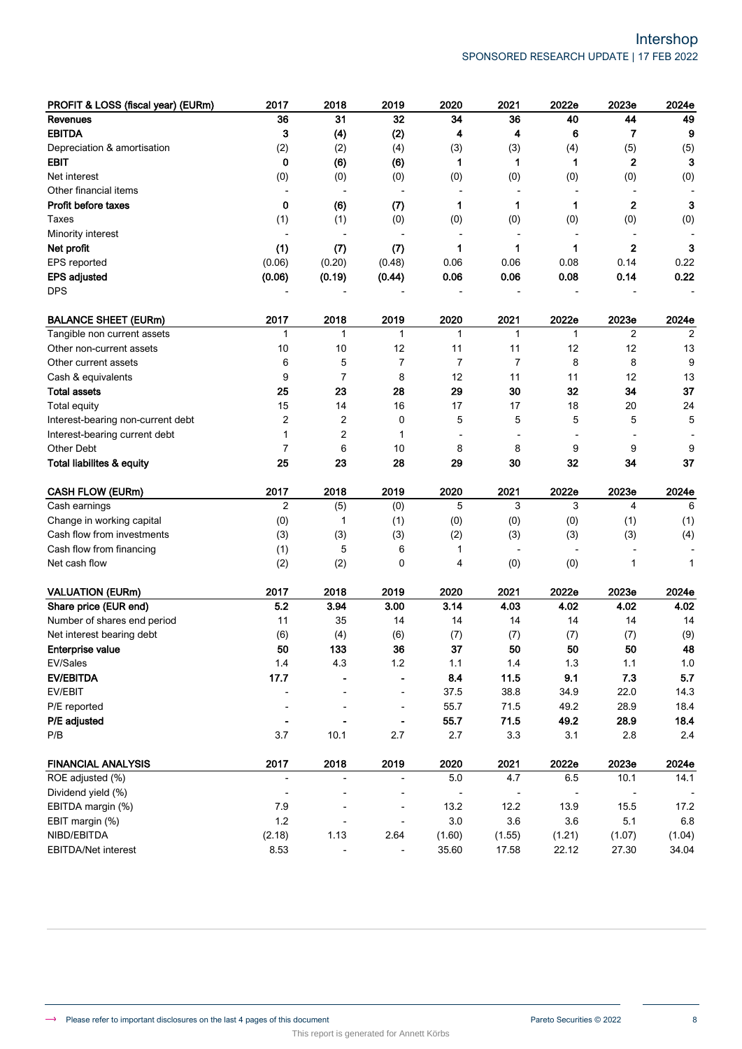| PROFIT & LOSS (fiscal year) (EURm) | 2017 | 2018 | 2019 | 2020 | 2021 | 2022e | 2023e | 2024e |
|---|---|---|---|---|---|---|---|---|
| **Revenues** | **36** | **31** | **32** | **34** | **36** | **40** | **44** | **49** |
| **EBITDA** | **3** | **(4)** | **(2)** | **4** | **4** | **6** | **7** | **9** |
| Depreciation & amortisation | (2) | (2) | (4) | (3) | (3) | (4) | (5) | (5) |
| **EBIT** | **0** | **(6)** | **(6)** | **1** | **1** | **1** | **2** | **3** |
| Net interest | (0) | (0) | (0) | (0) | (0) | (0) | (0) | (0) |
| Other financial items | - | - | - | - | - | - | - | - |
| **Profit before taxes** | **0** | **(6)** | **(7)** | **1** | **1** | **1** | **2** | **3** |
| Taxes | (1) | (1) | (0) | (0) | (0) | (0) | (0) | (0) |
| Minority interest | - | - | - | - | - | - | - | - |
| **Net profit** | **(1)** | **(7)** | **(7)** | **1** | **1** | **1** | **2** | **3** |
| EPS reported | (0.06) | (0.20) | (0.48) | 0.06 | 0.06 | 0.08 | 0.14 | 0.22 |
| **EPS adjusted** | **(0.06)** | **(0.19)** | **(0.44)** | **0.06** | **0.06** | **0.08** | **0.14** | **0.22** |
| DPS | - | - | - | - | - | - | - | - |

| BALANCE SHEET (EURm) | 2017 | 2018 | 2019 | 2020 | 2021 | 2022e | 2023e | 2024e |
|---|---|---|---|---|---|---|---|---|
| Tangible non current assets | 1 | 1 | 1 | 1 | 1 | 1 | 2 | 2 |
| Other non-current assets | 10 | 10 | 12 | 11 | 11 | 12 | 12 | 13 |
| Other current assets | 6 | 5 | 7 | 7 | 7 | 8 | 8 | 9 |
| Cash & equivalents | 9 | 7 | 8 | 12 | 11 | 11 | 12 | 13 |
| **Total assets** | **25** | **23** | **28** | **29** | **30** | **32** | **34** | **37** |
| Total equity | 15 | 14 | 16 | 17 | 17 | 18 | 20 | 24 |
| Interest-bearing non-current debt | 2 | 2 | 0 | 5 | 5 | 5 | 5 | 5 |
| Interest-bearing current debt | 1 | 2 | 1 | - | - | - | - | - |
| Other Debt | 7 | 6 | 10 | 8 | 8 | 9 | 9 | 9 |
| **Total liabilites & equity** | **25** | **23** | **28** | **29** | **30** | **32** | **34** | **37** |

| CASH FLOW (EURm) | 2017 | 2018 | 2019 | 2020 | 2021 | 2022e | 2023e | 2024e |
|---|---|---|---|---|---|---|---|---|
| Cash earnings | 2 | (5) | (0) | 5 | 3 | 3 | 4 | 6 |
| Change in working capital | (0) | 1 | (1) | (0) | (0) | (0) | (1) | (1) |
| Cash flow from investments | (3) | (3) | (3) | (2) | (3) | (3) | (3) | (4) |
| Cash flow from financing | (1) | 5 | 6 | 1 | - | - | - | - |
| Net cash flow | (2) | (2) | 0 | 4 | (0) | (0) | 1 | 1 |

| VALUATION (EURm) | 2017 | 2018 | 2019 | 2020 | 2021 | 2022e | 2023e | 2024e |
|---|---|---|---|---|---|---|---|---|
| **Share price (EUR end)** | **5.2** | **3.94** | **3.00** | **3.14** | **4.03** | **4.02** | **4.02** | **4.02** |
| Number of shares end period | 11 | 35 | 14 | 14 | 14 | 14 | 14 | 14 |
| Net interest bearing debt | (6) | (4) | (6) | (7) | (7) | (7) | (7) | (9) |
| **Enterprise value** | **50** | **133** | **36** | **37** | **50** | **50** | **50** | **48** |
| EV/Sales | 1.4 | 4.3 | 1.2 | 1.1 | 1.4 | 1.3 | 1.1 | 1.0 |
| **EV/EBITDA** | **17.7** | **-** | **-** | **8.4** | **11.5** | **9.1** | **7.3** | **5.7** |
| EV/EBIT | - | - | - | 37.5 | 38.8 | 34.9 | 22.0 | 14.3 |
| P/E reported | - | - | - | 55.7 | 71.5 | 49.2 | 28.9 | 18.4 |
| **P/E adjusted** | **-** | **-** | **-** | **55.7** | **71.5** | **49.2** | **28.9** | **18.4** |
| P/B | 3.7 | 10.1 | 2.7 | 2.7 | 3.3 | 3.1 | 2.8 | 2.4 |

| FINANCIAL ANALYSIS | 2017 | 2018 | 2019 | 2020 | 2021 | 2022e | 2023e | 2024e |
|---|---|---|---|---|---|---|---|---|
| ROE adjusted (%) | - | - | - | 5.0 | 4.7 | 6.5 | 10.1 | 14.1 |
| Dividend yield (%) | - | - | - | - | - | - | - | - |
| EBITDA margin (%) | 7.9 | - | - | 13.2 | 12.2 | 13.9 | 15.5 | 17.2 |
| EBIT margin (%) | 1.2 | - | - | 3.0 | 3.6 | 3.6 | 5.1 | 6.8 |
| NIBD/EBITDA | (2.18) | 1.13 | 2.64 | (1.60) | (1.55) | (1.21) | (1.07) | (1.04) |
| EBITDA/Net interest | 8.53 | - | - | 35.60 | 17.58 | 22.12 | 27.30 | 34.04 |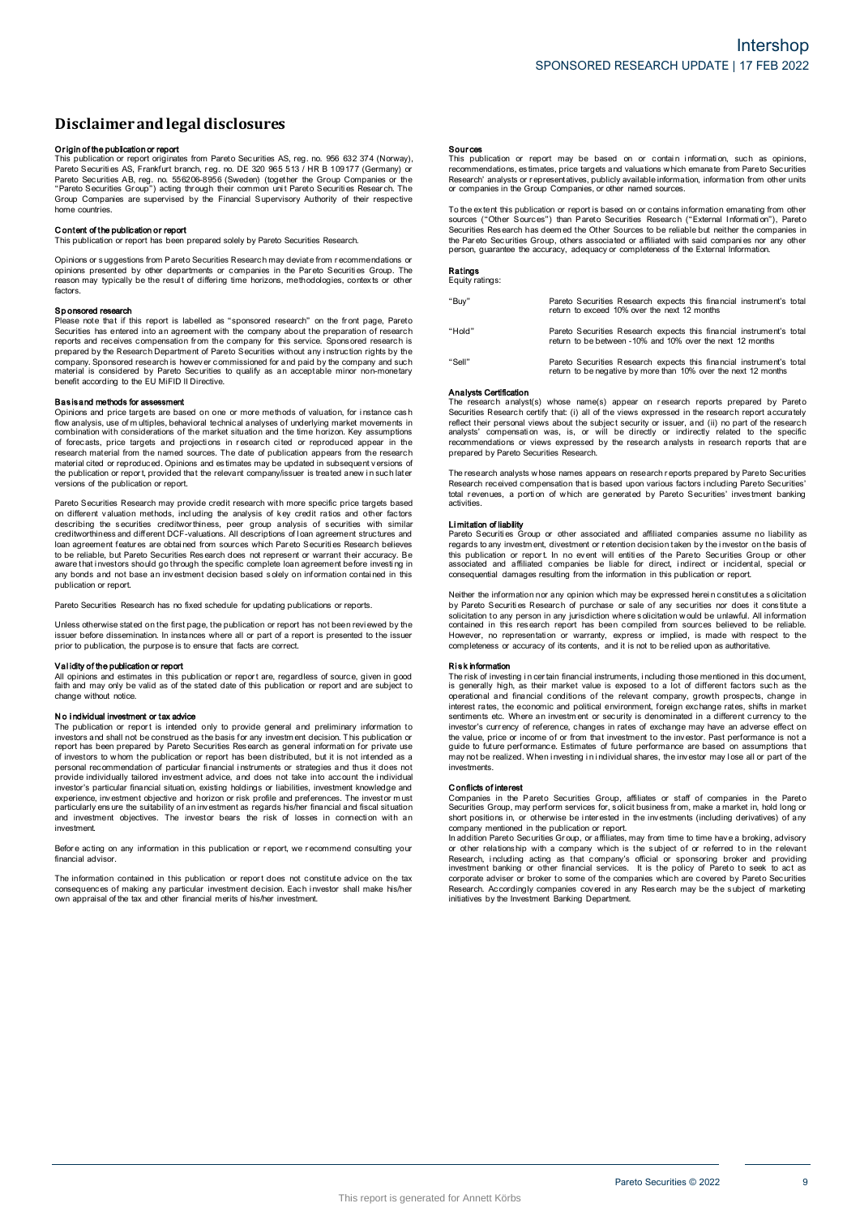# Disclaimer and legal disclosures

**Origin of the publication or report**

This publication or report originates from Pareto Securities AS, reg. no. 956 632 374 (Norway), Pareto Securities AS, Frankfurt branch, reg. no. DE 320 965 513 / HR B 109177 (Germany) or Pareto Securities AB, reg. no. 556206-8956 (Sweden) (together the Group Companies or the "Pareto Securities Group") acting through their common unit Pareto Securities Research. The Group Companies are supervised by the Financial Supervisory Authority of their respective home countries.

**Content of the publication or report**

This publication or report has been prepared solely by Pareto Securities Research.

Opinions or suggestions from Pareto Securities Research may deviate from recommendations or opinions presented by other departments or companies in the Pareto Securities Group. The reason may typically be the result of differing time horizons, methodologies, contexts or other factors.

**Sponsored research**

Please note that if this report is labelled as "sponsored research" on the front page, Pareto Securities has entered into an agreement with the company about the preparation of research reports and receives compensation from the company for this service. Sponsored research is prepared by the Research Department of Pareto Securities without any instruction rights by the company. Sponsored research is however commissioned for and paid by the company and such material is considered by Pareto Securities to qualify as an acceptable minor non-monetary benefit according to the EU MiFID II Directive.

**Basis and methods for assessment**

Opinions and price targets are based on one or more methods of valuation, for instance cash flow analysis, use of multiples, behavioral technical analyses of underlying market movements in combination with considerations of the market situation and the time horizon. Key assumptions of forecasts, price targets and projections in research cited or reproduced appear in the research material from the named sources. The date of publication appears from the research material cited or reproduced. Opinions and estimates may be updated in subsequent versions of the publication or report, provided that the relevant company/issuer is treated anew in such later versions of the publication or report.

Pareto Securities Research may provide credit research with more specific price targets based on different valuation methods, including the analysis of key credit ratios and other factors describing the securities creditworthiness, peer group analysis of securities with similar creditworthiness and different DCF-valuations. All descriptions of loan agreement structures and loan agreement features are obtained from sources which Pareto Securities Research believes to be reliable, but Pareto Securities Research does not represent or warrant their accuracy. Be aware that investors should go through the specific complete loan agreement before investing in any bonds and not base an investment decision based solely on information contained in this publication or report.

Pareto Securities Research has no fixed schedule for updating publications or reports.

Unless otherwise stated on the first page, the publication or report has not been reviewed by the issuer before dissemination. In instances where all or part of a report is presented to the issuer prior to publication, the purpose is to ensure that facts are correct.

**Validity of the publication or report**

All opinions and estimates in this publication or report are, regardless of source, given in good faith and may only be valid as of the stated date of this publication or report and are subject to change without notice.

**No individual investment or tax advice**

The publication or report is intended only to provide general and preliminary information to investors and shall not be construed as the basis for any investment decision. This publication or report has been prepared by Pareto Securities Research as general information for private use of investors to whom the publication or report has been distributed, but it is not intended as a personal recommendation of particular financial instruments or strategies and thus it does not provide individually tailored investment advice, and does not take into account the individual investor's particular financial situation, existing holdings or liabilities, investment knowledge and experience, investment objective and horizon or risk profile and preferences. The investor must particularly ensure the suitability of an investment as regards his/her financial and fiscal situation and investment objectives. The investor bears the risk of losses in connection with an investment.

Before acting on any information in this publication or report, we recommend consulting your financial advisor.

The information contained in this publication or report does not constitute advice on the tax consequences of making any particular investment decision. Each investor shall make his/her own appraisal of the tax and other financial merits of his/her investment.

**Sources**

This publication or report may be based on or contain information, such as opinions, recommendations, estimates, price targets and valuations which emanate from Pareto Securities Research' analysts or representatives, publicly available information, information from other units or companies in the Group Companies, or other named sources.

To the extent this publication or report is based on or contains information emanating from other sources ("Other Sources") than Pareto Securities Research ("External Information"), Pareto Securities Research has deemed the Other Sources to be reliable but neither the companies in the Pareto Securities Group, others associated or affiliated with said companies nor any other person, guarantee the accuracy, adequacy or completeness of the External Information.

**Ratings**

Equity ratings:

| | |
|---|---|
| "Buy" | Pareto Securities Research expects this financial instrument's total return to exceed 10% over the next 12 months |
| "Hold" | Pareto Securities Research expects this financial instrument's total return to be between -10% and 10% over the next 12 months |
| "Sell" | Pareto Securities Research expects this financial instrument's total return to be negative by more than 10% over the next 12 months |

**Analysts Certification**

The research analyst(s) whose name(s) appear on research reports prepared by Pareto Securities Research certify that: (i) all of the views expressed in the research report accurately reflect their personal views about the subject security or issuer, and (ii) no part of the research analysts' compensation was, is, or will be directly or indirectly related to the specific recommendations or views expressed by the research analysts in research reports that are prepared by Pareto Securities Research.

The research analysts whose names appears on research reports prepared by Pareto Securities Research received compensation that is based upon various factors including Pareto Securities' total revenues, a portion of which are generated by Pareto Securities' investment banking activities.

**Limitation of liability**

Pareto Securities Group or other associated and affiliated companies assume no liability as regards to any investment, divestment or retention decision taken by the investor on the basis of this publication or report. In no event will entities of the Pareto Securities Group or other associated and affiliated companies be liable for direct, indirect or incidental, special or consequential damages resulting from the information in this publication or report.

Neither the information nor any opinion which may be expressed herein constitutes a solicitation by Pareto Securities Research of purchase or sale of any securities nor does it constitute a solicitation to any person in any jurisdiction where solicitation would be unlawful. All information contained in this research report has been compiled from sources believed to be reliable. However, no representation or warranty, express or implied, is made with respect to the completeness or accuracy of its contents, and it is not to be relied upon as authoritative.

**Risk information**

The risk of investing in certain financial instruments, including those mentioned in this document, is generally high, as their market value is exposed to a lot of different factors such as the operational and financial conditions of the relevant company, growth prospects, change in interest rates, the economic and political environment, foreign exchange rates, shifts in market sentiments etc. Where an investment or security is denominated in a different currency to the investor's currency of reference, changes in rates of exchange may have an adverse effect on the value, price or income of or from that investment to the investor. Past performance is not a guide to future performance. Estimates of future performance are based on assumptions that may not be realized. When investing in individual shares, the investor may lose all or part of the investments.

**Conflicts of interest**

Companies in the Pareto Securities Group, affiliates or staff of companies in the Pareto Securities Group, may perform services for, solicit business from, make a market in, hold long or short positions in, or otherwise be interested in the investments (including derivatives) of any company mentioned in the publication or report.

In addition Pareto Securities Group, or affiliates, may from time to time have a broking, advisory or other relationship with a company which is the subject of or referred to in the relevant Research, including acting as that company's official or sponsoring broker and providing investment banking or other financial services. It is the policy of Pareto to seek to act as corporate adviser or broker to some of the companies which are covered by Pareto Securities Research. Accordingly companies covered in any Research may be the subject of marketing initiatives by the Investment Banking Department.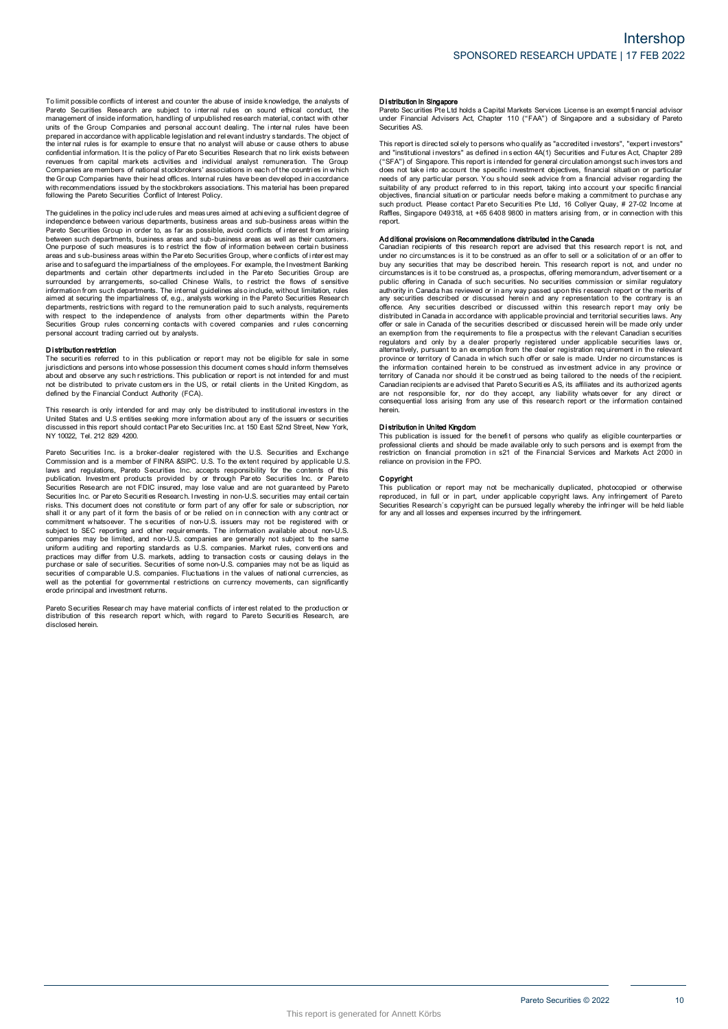To limit possible conflicts of interest and counter the abuse of inside knowledge, the analysts of Pareto Securities Research are subject to internal rules on sound ethical conduct, the management of inside information, handling of unpublished research material, contact with other units of the Group Companies and personal account dealing. The internal rules have been prepared in accordance with applicable legislation and relevant industry standards. The object of the internal rules is for example to ensure that no analyst will abuse or cause others to abuse confidential information. It is the policy of Pareto Securities Research that no link exists between revenues from capital markets activities and individual analyst remuneration. The Group Companies are members of national stockbrokers' associations in each of the countries in which the Group Companies have their head offices. Internal rules have been developed in accordance with recommendations issued by the stockbrokers associations. This material has been prepared following the Pareto Securities Conflict of Interest Policy.

The guidelines in the policy include rules and measures aimed at achieving a sufficient degree of independence between various departments, business areas and sub-business areas within the Pareto Securities Group in order to, as far as possible, avoid conflicts of interest from arising between such departments, business areas and sub-business areas as well as their customers. One purpose of such measures is to restrict the flow of information between certain business areas and sub-business areas within the Pareto Securities Group, where conflicts of interest may arise and to safeguard the impartialness of the employees. For example, the Investment Banking departments and certain other departments included in the Pareto Securities Group are surrounded by arrangements, so-called Chinese Walls, to restrict the flows of sensitive information from such departments. The internal guidelines also include, without limitation, rules aimed at securing the impartialness of, e.g., analysts working in the Pareto Securities Research departments, restrictions with regard to the remuneration paid to such analysts, requirements with respect to the independence of analysts from other departments within the Pareto Securities Group rules concerning contacts with covered companies and rules concerning personal account trading carried out by analysts.

**Distribution restriction**

The securities referred to in this publication or report may not be eligible for sale in some jurisdictions and persons into whose possession this document comes should inform themselves about and observe any such restrictions. This publication or report is not intended for and must not be distributed to private customers in the US, or retail clients in the United Kingdom, as defined by the Financial Conduct Authority (FCA).

This research is only intended for and may only be distributed to institutional investors in the United States and U.S entities seeking more information about any of the issuers or securities discussed in this report should contact Pareto Securities Inc. at 150 East 52nd Street, New York, NY 10022, Tel. 212 829 4200.

Pareto Securities Inc. is a broker-dealer registered with the U.S. Securities and Exchange Commission and is a member of FINRA &SIPC. U.S. To the extent required by applicable U.S. laws and regulations, Pareto Securities Inc. accepts responsibility for the contents of this publication. Investment products provided by or through Pareto Securities Inc. or Pareto Securities Research are not FDIC insured, may lose value and are not guaranteed by Pareto Securities Inc. or Pareto Securities Research. Investing in non-U.S. securities may entail certain risks. This document does not constitute or form part of any offer for sale or subscription, nor shall it or any part of it form the basis of or be relied on in connection with any contract or commitment whatsoever. The securities of non-U.S. issuers may not be registered with or subject to SEC reporting and other requirements. The information available about non-U.S. companies may be limited, and non-U.S. companies are generally not subject to the same uniform auditing and reporting standards as U.S. companies. Market rules, conventions and practices may differ from U.S. markets, adding to transaction costs or causing delays in the purchase or sale of securities. Securities of some non-U.S. companies may not be as liquid as securities of comparable U.S. companies. Fluctuations in the values of national currencies, as well as the potential for governmental restrictions on currency movements, can significantly erode principal and investment returns.

Pareto Securities Research may have material conflicts of interest related to the production or distribution of this research report which, with regard to Pareto Securities Research, are disclosed herein.

**Distribution in Singapore**

Pareto Securities Pte Ltd holds a Capital Markets Services License is an exempt financial advisor under Financial Advisers Act, Chapter 110 ("FAA") of Singapore and a subsidiary of Pareto Securities AS.

This report is directed solely to persons who qualify as "accredited investors", "expert investors" and "institutional investors" as defined in section 4A(1) Securities and Futures Act, Chapter 289 ("SFA") of Singapore. This report is intended for general circulation amongst such investors and does not take into account the specific investment objectives, financial situation or particular needs of any particular person. You should seek advice from a financial adviser regarding the suitability of any product referred to in this report, taking into account your specific financial objectives, financial situation or particular needs before making a commitment to purchase any such product. Please contact Pareto Securities Pte Ltd, 16 Collyer Quay, # 27-02 Income at Raffles, Singapore 049318, at +65 6408 9800 in matters arising from, or in connection with this report.

**Additional provisions on Recommendations distributed in the Canada**

Canadian recipients of this research report are advised that this research report is not, and under no circumstances is it to be construed as an offer to sell or a solicitation of or an offer to buy any securities that may be described herein. This research report is not, and under no circumstances is it to be construed as, a prospectus, offering memorandum, advertisement or a public offering in Canada of such securities. No securities commission or similar regulatory authority in Canada has reviewed or in any way passed upon this research report or the merits of any securities described or discussed herein and any representation to the contrary is an offence. Any securities described or discussed within this research report may only be distributed in Canada in accordance with applicable provincial and territorial securities laws. Any offer or sale in Canada of the securities described or discussed herein will be made only under an exemption from the requirements to file a prospectus with the relevant Canadian securities regulators and only by a dealer properly registered under applicable securities laws or, alternatively, pursuant to an exemption from the dealer registration requirement in the relevant province or territory of Canada in which such offer or sale is made. Under no circumstances is the information contained herein to be construed as investment advice in any province or territory of Canada nor should it be construed as being tailored to the needs of the recipient. Canadian recipients are advised that Pareto Securities AS, its affiliates and its authorized agents are not responsible for, nor do they accept, any liability whatsoever for any direct or consequential loss arising from any use of this research report or the information contained herein.

**Distribution in United Kingdom**

This publication is issued for the benefit of persons who qualify as eligible counterparties or professional clients and should be made available only to such persons and is exempt from the restriction on financial promotion in s21 of the Financial Services and Markets Act 2000 in reliance on provision in the FPO.

**Copyright**

This publication or report may not be mechanically duplicated, photocopied or otherwise reproduced, in full or in part, under applicable copyright laws. Any infringement of Pareto Securities Research´s copyright can be pursued legally whereby the infringer will be held liable for any and all losses and expenses incurred by the infringement.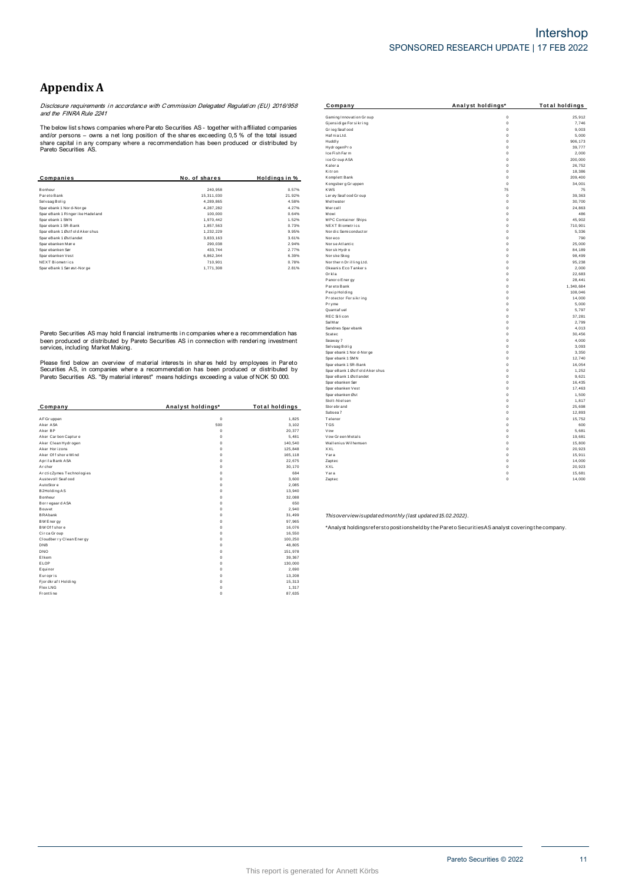# Appendix A

*Disclosure requirements in accordance with Commission Delegated Regulation (EU) 2016/958 and the FINRA Rule 2241*

The below list shows companies where Pareto Securities AS - together with affiliated companies and/or persons – owns a net long position of the shares exceeding 0,5 % of the total issued share capital in any company where a recommendation has been produced or distributed by Pareto Securities AS.

| Companies | No. of shares | Holdings in % |
|---|---|---|
| Bonheur | 240,958 | 0.57% |
| Pareto Bank | 15,311,030 | 21.92% |
| Selvaag Bolig | 4,289,865 | 4.58% |
| Sparebank 1 Nord-Norge | 4,287,282 | 4.27% |
| SpareBank 1 Ringerike Hadeland | 100,000 | 0.64% |
| Sparebank 1 SMN | 1,970,442 | 1.52% |
| Sparebank 1 SR-Bank | 1,857,563 | 0.73% |
| SpareBank 1 Østfold Akershus | 1,232,229 | 9.95% |
| SpareBank 1 Østlandet | 3,833,163 | 3.61% |
| Sparebanken Møre | 290,038 | 2.94% |
| Sparebanken Sør | 433,744 | 2.77% |
| Sparebanken Vest | 6,862,344 | 6.39% |
| NEXT Biometrics | 710,901 | 0.78% |
| SpareBank 1 Sørøst-Norge | 1,771,308 | 2.81% |

Pareto Securities AS may hold financial instruments in companies where a recommendation has been produced or distributed by Pareto Securities AS in connection with rendering investment services, including Market Making.

Please find below an overview of material interests in shares held by employees in Pareto Securities AS, in companies where a recommendation has been produced or distributed by Pareto Securities AS. "By material interest" means holdings exceeding a value of NOK 50 000.

| Company | Analyst holdings* | Total holdings |
|---|---|---|
| AF Gruppen | 0 | 1,825 |
| Aker ASA | 500 | 3,102 |
| Aker BP | 0 | 20,377 |
| Aker Carbon Capture | 0 | 5,481 |
| Aker Clean Hydrogen | 0 | 140,540 |
| Aker Horizons | 0 | 125,848 |
| Aker Offshore Wind | 0 | 165,118 |
| Aprila Bank ASA | 0 | 22,675 |
| Archer | 0 | 30,170 |
| ArcticZymes Technologies | 0 | 684 |
| Austevoll Seafood | 0 | 3,600 |
| AutoStore | 0 | 2,085 |
| B2Holding AS | 0 | 13,940 |
| Bonheur | 0 | 32,088 |
| Borregaard ASA | 0 | 650 |
| Bouvet | 0 | 2,940 |
| BRAbank | 0 | 31,499 |
| BW Energy | 0 | 97,965 |
| BW Offshore | 0 | 16,076 |
| Circa Group | 0 | 16,550 |
| Cloudberry Clean Energy | 0 | 100,250 |
| DNB | 0 | 48,805 |
| DNO | 0 | 151,978 |
| Elkem | 0 | 39,367 |
| ELOP | 0 | 130,000 |
| Equinor | 0 | 2,690 |
| Europris | 0 | 13,208 |
| Fjordkraft Holding | 0 | 15,313 |
| Flex LNG | 0 | 1,317 |
| Frontline | 0 | 87,635 |
| Gaming Innovation Group | 0 | 25,912 |
| Gjensidige Forsikring | 0 | 7,746 |
| Grieg Seafood | 0 | 9,003 |
| Hafnia Ltd. | 0 | 5,000 |
| Huddly | 0 | 906,173 |
| HydrogenPro | 0 | 39,777 |
| Ice Fish Farm | 0 | 2,000 |
| ice Group ASA | 0 | 200,000 |
| Kalera | 0 | 26,752 |
| Kitron | 0 | 18,386 |
| Komplett Bank | 0 | 209,400 |
| Kongsberg Gruppen | 0 | 34,001 |
| KWS | 75 | 75 |
| Lerøy Seafood Group | 0 | 39,363 |
| Meltwater | 0 | 30,700 |
| Mercell | 0 | 24,863 |
| Mowi | 0 | 486 |
| MPC Container Ships | 0 | 45,902 |
| NEXT Biometrics | 0 | 710,901 |
| Nordic Semiconductor | 0 | 5,336 |
| Noreco | 0 | 790 |
| Norse Atlantic | 0 | 25,000 |
| Norsk Hydro | 0 | 84,189 |
| Norske Skog | 0 | 98,499 |
| Northern Drilling Ltd. | 0 | 95,238 |
| Okeanis Eco Tankers | 0 | 2,000 |
| Orkla | 0 | 22,683 |
| Panoro Energy | 0 | 28,441 |
| Pareto Bank | 0 | 1,340,684 |
| Pexip Holding | 0 | 108,046 |
| Protector Forsikring | 0 | 14,000 |
| Pryme | 0 | 5,000 |
| Quantafuel | 0 | 5,797 |
| REC Silicon | 0 | 37,281 |
| SalMar | 0 | 2,799 |
| Sandnes Sparebank | 0 | 4,013 |
| Scatec | 0 | 30,456 |
| Seaway 7 | 0 | 4,000 |
| Selvaag Bolig | 0 | 3,093 |
| Sparebank 1 Nord-Norge | 0 | 3,350 |
| Sparebank 1 SMN | 0 | 12,740 |
| Sparebank 1 SR-Bank | 0 | 16,054 |
| SpareBank 1 Østfold Akershus | 0 | 1,252 |
| SpareBank 1 Østlandet | 0 | 9,621 |
| Sparebanken Sør | 0 | 16,435 |
| Sparebanken Vest | 0 | 17,463 |
| Sparebanken Øst | 0 | 1,500 |
| Stolt-Nielsen | 0 | 1,817 |
| Storebrand | 0 | 25,698 |
| Subsea 7 | 0 | 12,893 |
| Telenor | 0 | 15,752 |
| TGS | 0 | 600 |
| Vow | 0 | 5,681 |
| Vow Green Metals | 0 | 19,681 |
| Wallenius Wilhemsen | 0 | 15,800 |
| XXL | 0 | 20,923 |
| Yara | 0 | 15,911 |
| Zaptec | 0 | 14,000 |
| XXL | 0 | 20,923 |
| Yara | 0 | 15,681 |
| Zaptec | 0 | 14,000 |

*This overview is updated monthly (last updated 15.02.2022).*

*Analyst holdings refers to positions held by the Pareto Securities AS analyst covering the company.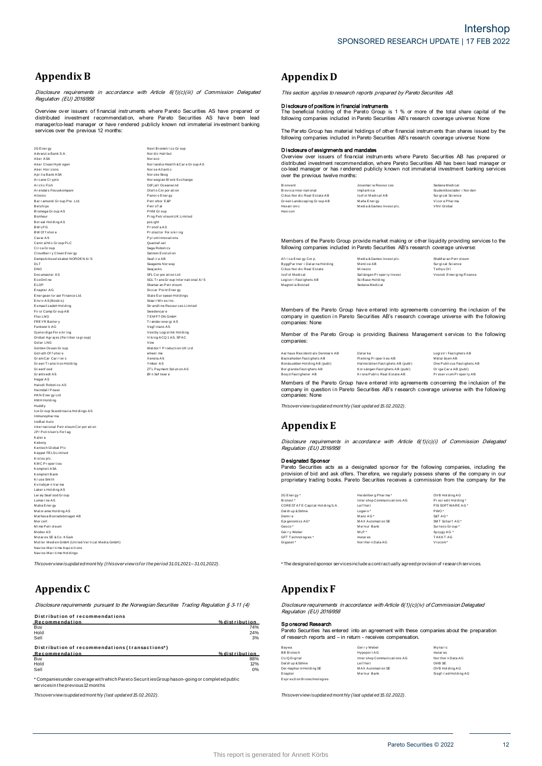## Appendix B

*Disclosure requirements in accordance with Article 6(1)(c)(iii) of Commission Delegated Regulation (EU) 2016/958*

Overview over issuers of financial instruments where Pareto Securities AS have prepared or distributed investment recommendation, where Pareto Securities AS have been lead manager/co-lead manager or have rendered publicly known not immaterial investment banking services over the previous 12 months:

| | |
|---|---|
| 2G Energy | Next Biometrics Group |
| Advanzia Bank S.A. | Nordic Halibut |
| Aker ASA | Noreco |
| Aker Clean Hydrogen | Norlandia Health & Care Group AS |
| Aker Horizons | Norse Atlantic |
| Aprila Bank ASA | Norske Skog |
| Arcane Crypto | Norwegian Block Exchange |
| Arctic Fish | Odfjell Oceanwind |
| Arendals Fossekompani | Otello Corporation |
| Attensi | Panoro Energy |
| Barramundi Group Pte. Ltd. | PetroNor E&P |
| Belships | PetroTal |
| Biomega Group AS | PHM Group |
| Bonheur | Ping Petroleum UK Limited |
| Boreal Holding AS | poLight |
| BW LPG | Pronofa AS |
| BW Offshore | Protector Forsikring |
| Cavai AS | Pyrum Innovations |
| CentralNic Group PLC | Quantafuel |
| Circa Group | Saga Robotics |
| Cloudberry Clean Energy | Salmon Evolution |
| Dampskibsselskabet NORDEN A/S | Seafire AB |
| DLT | Seagems Norway |
| DNO | Seajacks |
| Documaster AS | SFL Corporation Ltd |
| EcoOnline | SGL TransGroup International A/S |
| ELOP | Shamaran Petroleum |
| Enapter AG | Siccar Point Energy |
| Energean Israel Finance Ltd. | Slate European Holdings |
| Enviv AS (Bookis) | Smart Wires Inc. |
| Esmaeilzadeh Holding | Strandline Resources Limited |
| First Camp Group AB | Swedencare |
| Flex LNG | TEMPTON GmbH |
| FREYR Battery | Trønderenergi AS |
| Funkwerk AG | Vegfinans AS |
| Gjensidige Forsikring | Vestby Logistikk Holding |
| Global Agrajes (Fertiberia group) | Viking ACQ 1 AS, SPAC |
| Golar LNG | Vow |
| Golden Ocean Group | Waldorf Production UK Ltd |
| Goliath Offshore | wheel.me |
| GramCar Carriers | Xeneta AS |
| Green Transition Holding | Ymber AS |
| Greenfood | ZTL Payment Solution AS |
| Grøntvedt AS | Ørn Software |
| Hagal AS | |
| Halodi Robotics AS | |
| Heimdall Power | |
| HKN Energy Ltd | |
| HMH Holding | |
| Huddly | |
| Ice Group Scandinavia Holdings AS | |
| Immunopharma | |
| InoBat Auto | |
| International Petroleum Corporation | |
| JP/Politiken's Forlag | |
| Kalera | |
| Kebony | |
| Kentech Global Plc | |
| Keppel FELS Limited | |
| Kistos plc. | |
| KMC Properties | |
| Komplett ASA | |
| Komplett Bank | |
| Kruse Smith | |
| Kvitebjørn Varme | |
| Lakers Holding AS | |
| Lerøy Seafood Group | |
| Lumarine AS | |
| Maha Energy | |
| Malorama Holding AS | |
| Mathesa Bostadsbolaget AB | |
| Mercell | |
| Mime Petroleum | |
| Modex AS | |
| Mutares SE & Co. KGaA | |
| Müller Medien GmbH (United Vertical Media GmbH) | |
| Navios Maritime Aquisitions | |
| Navios Maritime Holdings | |

*This overview is updated monthly (this overview is for the period 31.01.2021 – 31.01.2022).*

## Appendix C

*Disclosure requirements pursuant to the Norwegian Securities Trading Regulation § 3-11 (4)*

**Distribution of recommendations**

| Recommendation | % distribution |
|---|---|
| Buy | 74% |
| Hold | 24% |
| Sell | 3% |

**Distribution of recommendations (transactions\*)**

| Recommendation | % distribution |
|---|---|
| Buy | 88% |
| Hold | 12% |
| Sell | 0% |

\* Companies under coverage with which Pareto Securities Group has on-going or completed public services in the previous 12 months

*This overview is updated monthly (last updated 15.02.2022).*

## Appendix D

*This section applies to research reports prepared by Pareto Securities AB.*

**Disclosure of positions in financial instruments**

The beneficial holding of the Pareto Group is 1 % or more of the total share capital of the following companies included in Pareto Securities AB's research coverage universe: None

The Pareto Group has material holdings of other financial instruments than shares issued by the following companies included in Pareto Securities AB's research coverage universe: None

**Disclosure of assignments and mandates**

Overview over issuers of financial instruments where Pareto Securities AB has prepared or distributed investment recommendation, where Pareto Securities AB has been lead manager or co-lead manager or has rendered publicly known not immaterial investment banking services over the previous twelve months:

| | | |
|---|---|---|
| Bionvent | Josemaria Resources | Sedana Medical |
| Biovica International | Implantica | Studentbostäder i Norden |
| Cibus Nordic Real Estate AB | Isofol Medical AB | Surgical Science |
| Green Landscaping Group AB | Maha Energy | Vicore Pharma |
| Hexatronic | Media & Games Invest plc. | VNV Global |
| Hexicon | | |

Members of the Pareto Group provide market making or other liquidity providing services to the following companies included in Pareto Securities AB's research coverage universe:

| | | |
|---|---|---|
| Africa Energy Corp. | Media & Games Invest plc. | ShaMaran Petroleum |
| ByggPartner i Dalarna Holding | Mentice AB | Surgical Science |
| Cibus Nordic Real Estate | Minesto | Tethys Oil |
| Isofol Medical | Saltängen Property Invest | Vostok Emerging Finance |
| Logistri Fastighets AB | SciBase Holding | |
| Magnolia Bostad | Sedana Medical | |

Members of the Pareto Group have entered into agreements concerning the inclusion of the company in question in Pareto Securities AB's research coverage universe with the following companies: None

Member of the Pareto Group is providing Business Management services to the following companies:

| | | |
|---|---|---|
| Aarhaus Residentials Denmark AB | Delarka | Logistri Fastighets AB |
| Backaheden Fastighets AB | Fleming Properties AB | Mälaråsen AB |
| Bonäsudden Holding AB (publ) | Halmslätten Fastighets AB (publ) | One Publicus Fastighets AB |
| Borglanda Fastighets AB | Korsängen Fastighets AB (publ) | Origa Care AB (publ) |
| Bosjö Fastigheter AB | Krona Public Real Estate AB | Preservium Property AB |

Members of the Pareto Group have entered into agreements concerning the inclusion of the company in question in Pareto Securities AB's research coverage universe with the following companies: None

*This overview is updated monthly (last updated 15.02.2022).*

## Appendix E

*Disclosure requirements in accordance with Article 6(1)(c)(i) of Commission Delegated Regulation (EU) 2016/958*

**Designated Sponsor**

Pareto Securities acts as a designated sponsor for the following companies, including the provision of bid and ask offers. Therefore, we regularly possess shares of the company in our proprietary trading books. Pareto Securities receives a commission from the company for the

| | | |
|---|---|---|
| 2G Energy\* | Heidelberg Pharma\* | OVB Holding AG |
| Biotest\* | Intershop Communications AG | Procredit Holding\* |
| CORESTATE Capital Holding S.A. | Leifheit | PSI SOFTWARE AG\* |
| Daldrup & Söhne | Logwin\* | PWO\* |
| Demire | Manz AG\* | S&T AG\* |
| Epigenomics AG\* | MAX Automation SE | SMT Scharf AG\* |
| Gesco\* | Merkur Bank | Surteco Group\* |
| Gerry Weber | MLP\* | Syzygy AG\* |
| GFT Technologies\* | mutares | TAKKT AG |
| Gigaset\* | Northern Data AG | Viscom\* |

\* The designated sponsor services include a contractually agreed provision of research services.

## Appendix F

*Disclosure requirements in accordance with Article 6(1)(c)(iv) of Commission Delegated Regulation (EU) 2016/958*

**Sponsored Research**

Pareto Securities has entered into an agreement with these companies about the preparation of research reports and – in return - receives compensation.

| | | |
|---|---|---|
| Baywa | Gerry Weber | Mynaric |
| BB Biotech | Hypoport AG | mutares |
| CLIQ Digital | Intershop Communications AG | Northern Data AG |
| Daldrup & Söhne | Leifheit | OHB SE |
| Dermapharm Holding SE | MAX Automation SE | OVB Holding AG |
| Enapter | Merkur Bank | Siegfried Holding AG |
| Expres2ion Biotechnologies | | |

*This overview is updated monthly (last updated 15.02.2022).*